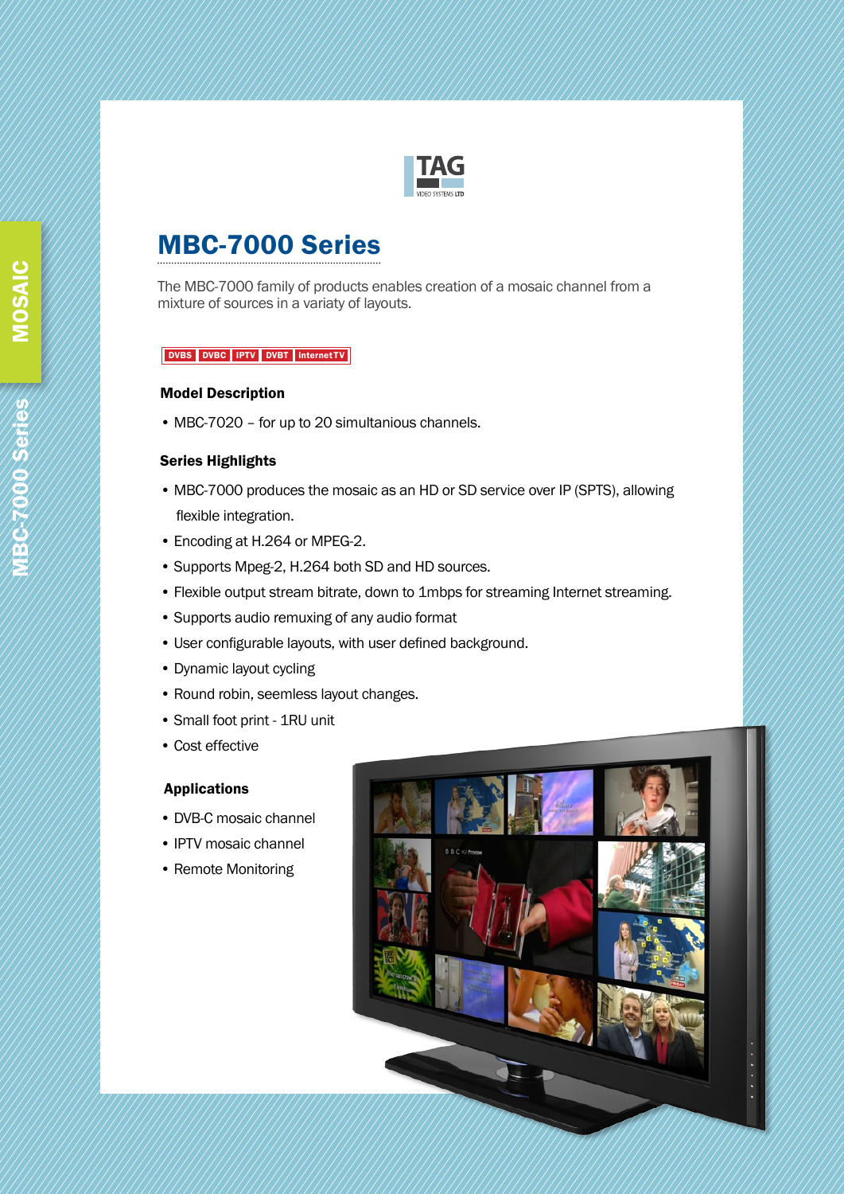# MBC-7000 Series

The MBC-7000 family of products enables creation of a mosaic channel from a mixture of sources in a variaty of layouts.

DVBS | DVBC | IPTV | DVBT | internet TV

### Model Description

- MBC-7020 – for up to 20 simultanious channels.

### Series Highlights

- MBC-7000 produces the mosaic as an HD or SD service over IP (SPTS), allowing flexible integration.
- Encoding at H.264 or MPEG-2.
- Supports Mpeg-2, H.264 both SD and HD sources.
- Flexible output stream bitrate, down to 1mbps for streaming Internet streaming.
- Supports audio remuxing of any audio format
- User configurable layouts, with user defined background.
- Dynamic layout cycling
- Round robin, seemless layout changes.
- Small foot print - 1RU unit
- Cost effective

### Applications

- DVB-C mosaic channel
- IPTV mosaic channel
- Remote Monitoring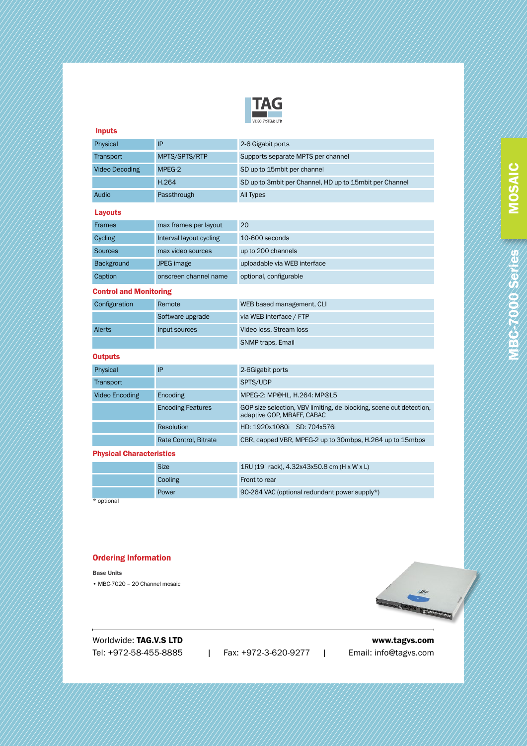TAG VIDEO SYSTEMS LTD

MOSAIC

MBC-7000 Series

## Inputs

| | | |
|---|---|---|
| Physical | IP | 2-6 Gigabit ports |
| Transport | MPTS/SPTS/RTP | Supports separate MPTS per channel |
| Video Decoding | MPEG-2 | SD up to 15mbit per channel |
| | H.264 | SD up to 3mbit per Channel, HD up to 15mbit per Channel |
| Audio | Passthrough | All Types |

## Layouts

| | | |
|---|---|---|
| Frames | max frames per layout | 20 |
| Cycling | Interval layout cycling | 10-600 seconds |
| Sources | max video sources | up to 200 channels |
| Background | JPEG image | uploadable via WEB interface |
| Caption | onscreen channel name | optional, configurable |

## Control and Monitoring

| | | |
|---|---|---|
| Configuration | Remote | WEB based management, CLI |
| | Software upgrade | via WEB interface / FTP |
| Alerts | Input sources | Video loss, Stream loss |
| | | SNMP traps, Email |

## Outputs

| | | |
|---|---|---|
| Physical | IP | 2-6Gigabit ports |
| Transport | | SPTS/UDP |
| Video Encoding | Encoding | MPEG-2: MP@HL, H.264: MP@L5 |
| | Encoding Features | GOP size selection, VBV limiting, de-blocking, scene cut detection, adaptive GOP, MBAFF, CABAC |
| | Resolution | HD: 1920x1080i SD: 704x576i |
| | Rate Control, Bitrate | CBR, capped VBR, MPEG-2 up to 30mbps, H.264 up to 15mbps |

## Physical Characteristics

| | | |
|---|---|---|
| | Size | 1RU (19" rack), 4.32x43x50.8 cm (H x W x L) |
| | Cooling | Front to rear |
| | Power | 90-264 VAC (optional redundant power supply*) |

* optional

## Ordering Information

**Base Units**

- MBC-7020 – 20 Channel mosaic

Worldwide: **TAG.V.S LTD**

Tel: +972-58-455-8885 | Fax: +972-3-620-9277 | Email: info@tagvs.com

**www.tagvs.com**